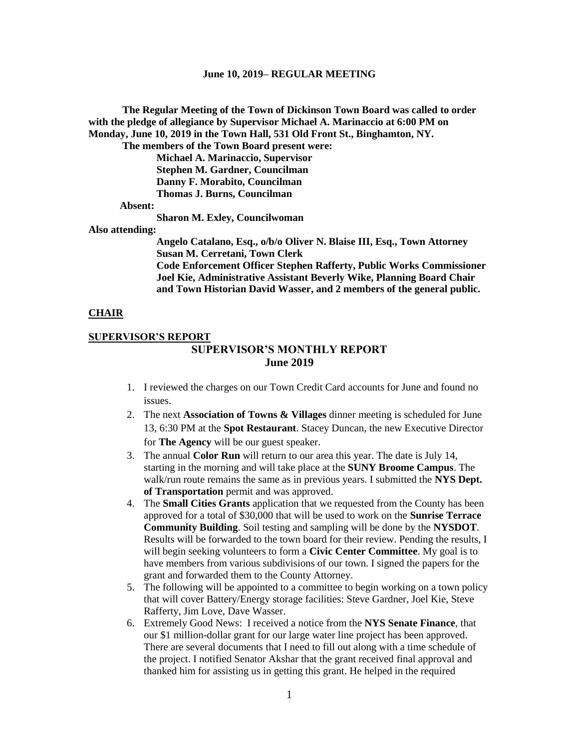**June 10, 2019– REGULAR MEETING**

**The Regular Meeting of the Town of Dickinson Town Board was called to order with the pledge of allegiance by Supervisor Michael A. Marinaccio at 6:00 PM on Monday, June 10, 2019 in the Town Hall, 531 Old Front St., Binghamton, NY.**

**The members of the Town Board present were:**

**Michael A. Marinaccio, Supervisor**
**Stephen M. Gardner, Councilman**
**Danny F. Morabito, Councilman**
**Thomas J. Burns, Councilman**

**Absent:**

**Sharon M. Exley, Councilwoman**

**Also attending:**

**Angelo Catalano, Esq., o/b/o Oliver N. Blaise III, Esq., Town Attorney**
**Susan M. Cerretani, Town Clerk**
**Code Enforcement Officer Stephen Rafferty, Public Works Commissioner Joel Kie, Administrative Assistant Beverly Wike, Planning Board Chair and Town Historian David Wasser, and 2 members of the general public.**

**CHAIR**

**SUPERVISOR'S REPORT**

## SUPERVISOR'S MONTHLY REPORT
## June 2019

1. I reviewed the charges on our Town Credit Card accounts for June and found no issues.
2. The next **Association of Towns & Villages** dinner meeting is scheduled for June 13, 6:30 PM at the **Spot Restaurant**. Stacey Duncan, the new Executive Director for **The Agency** will be our guest speaker.
3. The annual **Color Run** will return to our area this year. The date is July 14, starting in the morning and will take place at the **SUNY Broome Campus**. The walk/run route remains the same as in previous years. I submitted the **NYS Dept. of Transportation** permit and was approved.
4. The **Small Cities Grants** application that we requested from the County has been approved for a total of $30,000 that will be used to work on the **Sunrise Terrace Community Building**. Soil testing and sampling will be done by the **NYSDOT**. Results will be forwarded to the town board for their review. Pending the results, I will begin seeking volunteers to form a **Civic Center Committee**. My goal is to have members from various subdivisions of our town. I signed the papers for the grant and forwarded them to the County Attorney.
5. The following will be appointed to a committee to begin working on a town policy that will cover Battery/Energy storage facilities: Steve Gardner, Joel Kie, Steve Rafferty, Jim Love, Dave Wasser.
6. Extremely Good News: I received a notice from the **NYS Senate Finance**, that our $1 million-dollar grant for our large water line project has been approved. There are several documents that I need to fill out along with a time schedule of the project. I notified Senator Akshar that the grant received final approval and thanked him for assisting us in getting this grant. He helped in the required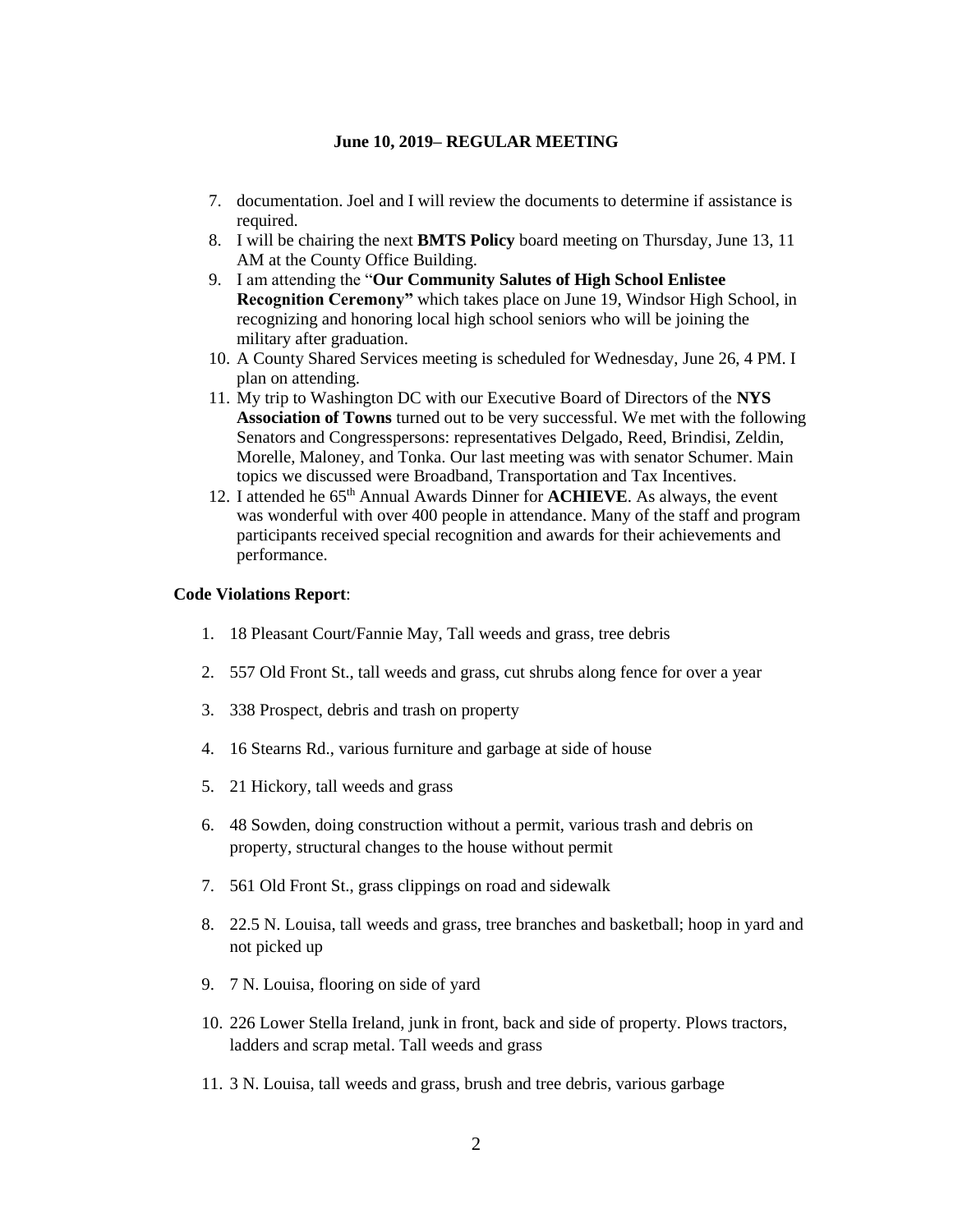**June 10, 2019– REGULAR MEETING**

7. documentation. Joel and I will review the documents to determine if assistance is required.
8. I will be chairing the next **BMTS Policy** board meeting on Thursday, June 13, 11 AM at the County Office Building.
9. I am attending the "**Our Community Salutes of High School Enlistee Recognition Ceremony"** which takes place on June 19, Windsor High School, in recognizing and honoring local high school seniors who will be joining the military after graduation.
10. A County Shared Services meeting is scheduled for Wednesday, June 26, 4 PM. I plan on attending.
11. My trip to Washington DC with our Executive Board of Directors of the **NYS Association of Towns** turned out to be very successful. We met with the following Senators and Congresspersons: representatives Delgado, Reed, Brindisi, Zeldin, Morelle, Maloney, and Tonka. Our last meeting was with senator Schumer. Main topics we discussed were Broadband, Transportation and Tax Incentives.
12. I attended he 65th Annual Awards Dinner for **ACHIEVE**. As always, the event was wonderful with over 400 people in attendance. Many of the staff and program participants received special recognition and awards for their achievements and performance.

**Code Violations Report**:

1. 18 Pleasant Court/Fannie May, Tall weeds and grass, tree debris
2. 557 Old Front St., tall weeds and grass, cut shrubs along fence for over a year
3. 338 Prospect, debris and trash on property
4. 16 Stearns Rd., various furniture and garbage at side of house
5. 21 Hickory, tall weeds and grass
6. 48 Sowden, doing construction without a permit, various trash and debris on property, structural changes to the house without permit
7. 561 Old Front St., grass clippings on road and sidewalk
8. 22.5 N. Louisa, tall weeds and grass, tree branches and basketball; hoop in yard and not picked up
9. 7 N. Louisa, flooring on side of yard
10. 226 Lower Stella Ireland, junk in front, back and side of property. Plows tractors, ladders and scrap metal. Tall weeds and grass
11. 3 N. Louisa, tall weeds and grass, brush and tree debris, various garbage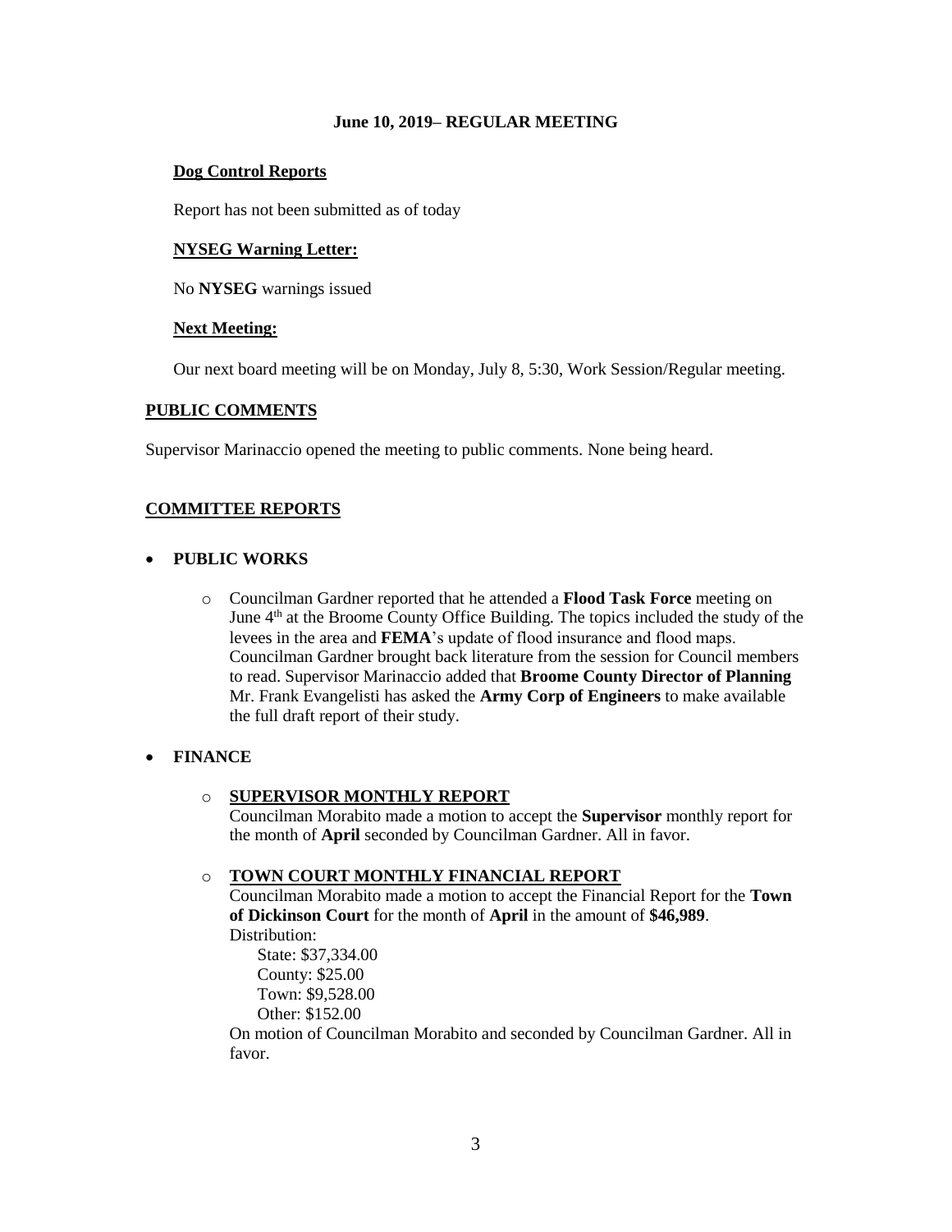**June 10, 2019– REGULAR MEETING**

**Dog Control Reports**

Report has not been submitted as of today

**NYSEG Warning Letter:**

No **NYSEG** warnings issued

**Next Meeting:**

Our next board meeting will be on Monday, July 8, 5:30, Work Session/Regular meeting.

## PUBLIC COMMENTS

Supervisor Marinaccio opened the meeting to public comments. None being heard.

## COMMITTEE REPORTS

- **PUBLIC WORKS**
  - Councilman Gardner reported that he attended a **Flood Task Force** meeting on June 4th at the Broome County Office Building. The topics included the study of the levees in the area and **FEMA**'s update of flood insurance and flood maps. Councilman Gardner brought back literature from the session for Council members to read. Supervisor Marinaccio added that **Broome County Director of Planning** Mr. Frank Evangelisti has asked the **Army Corp of Engineers** to make available the full draft report of their study.

- **FINANCE**
  - **SUPERVISOR MONTHLY REPORT**
    Councilman Morabito made a motion to accept the **Supervisor** monthly report for the month of **April** seconded by Councilman Gardner. All in favor.

  - **TOWN COURT MONTHLY FINANCIAL REPORT**
    Councilman Morabito made a motion to accept the Financial Report for the **Town of Dickinson Court** for the month of **April** in the amount of **$46,989**.
    Distribution:
    State: $37,334.00
    County: $25.00
    Town: $9,528.00
    Other: $152.00
    On motion of Councilman Morabito and seconded by Councilman Gardner. All in favor.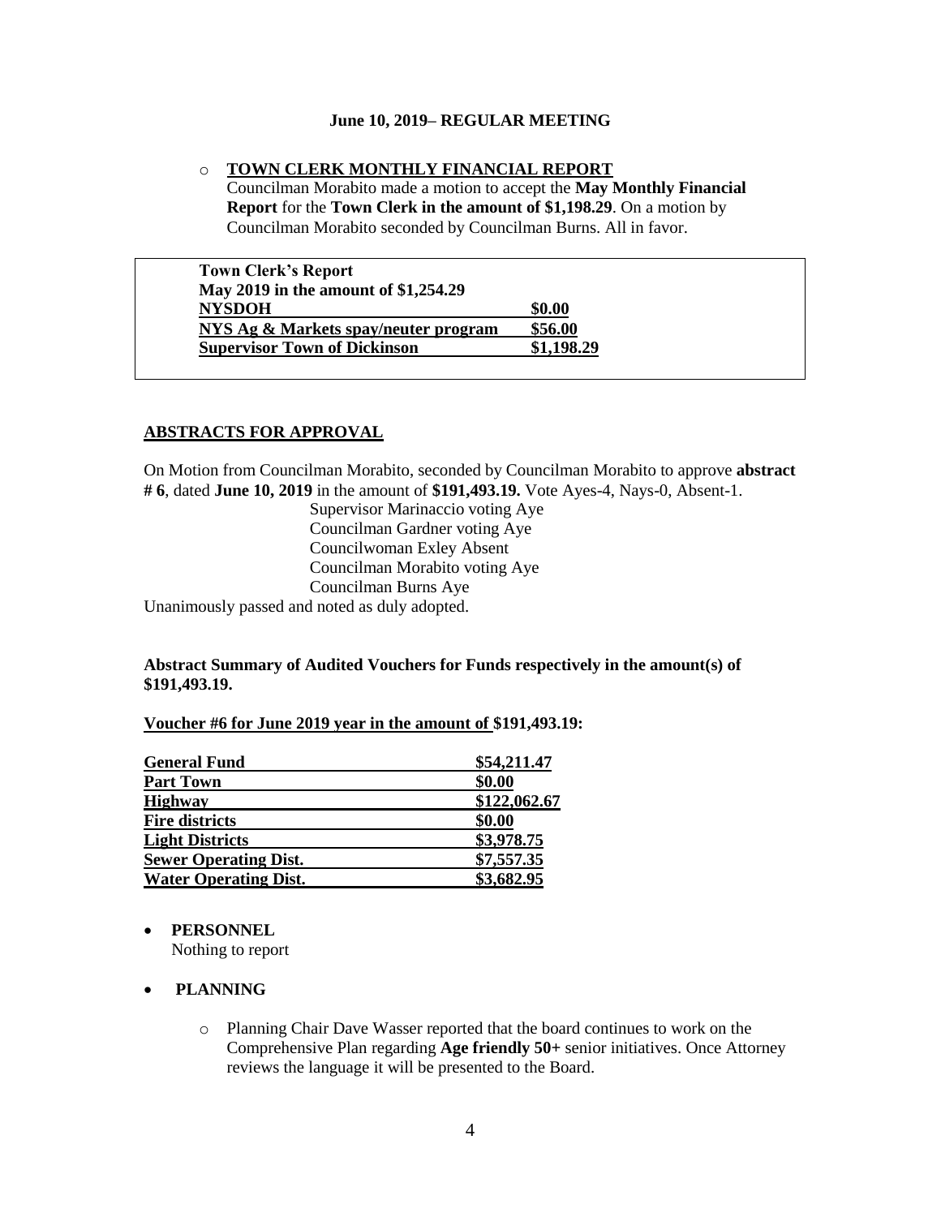**June 10, 2019– REGULAR MEETING**

- **TOWN CLERK MONTHLY FINANCIAL REPORT**
  Councilman Morabito made a motion to accept the **May Monthly Financial Report** for the **Town Clerk in the amount of $1,198.29**. On a motion by Councilman Morabito seconded by Councilman Burns. All in favor.

| **Town Clerk's Report** | |
|---|---|
| **May 2019 in the amount of $1,254.29** | |
| **NYSDOH** | **$0.00** |
| **NYS Ag & Markets spay/neuter program** | **$56.00** |
| **Supervisor Town of Dickinson** | **$1,198.29** |

## ABSTRACTS FOR APPROVAL

On Motion from Councilman Morabito, seconded by Councilman Morabito to approve **abstract # 6**, dated **June 10, 2019** in the amount of **$191,493.19.** Vote Ayes-4, Nays-0, Absent-1.

Supervisor Marinaccio voting Aye
Councilman Gardner voting Aye
Councilwoman Exley Absent
Councilman Morabito voting Aye
Councilman Burns Aye

Unanimously passed and noted as duly adopted.

**Abstract Summary of Audited Vouchers for Funds respectively in the amount(s) of $191,493.19.**

**Voucher #6 for June 2019 year in the amount of $191,493.19:**

| | |
|---|---|
| **General Fund** | **$54,211.47** |
| **Part Town** | **$0.00** |
| **Highway** | **$122,062.67** |
| **Fire districts** | **$0.00** |
| **Light Districts** | **$3,978.75** |
| **Sewer Operating Dist.** | **$7,557.35** |
| **Water Operating Dist.** | **$3,682.95** |

- **PERSONNEL**
  Nothing to report

- **PLANNING**
  - Planning Chair Dave Wasser reported that the board continues to work on the Comprehensive Plan regarding **Age friendly 50+** senior initiatives. Once Attorney reviews the language it will be presented to the Board.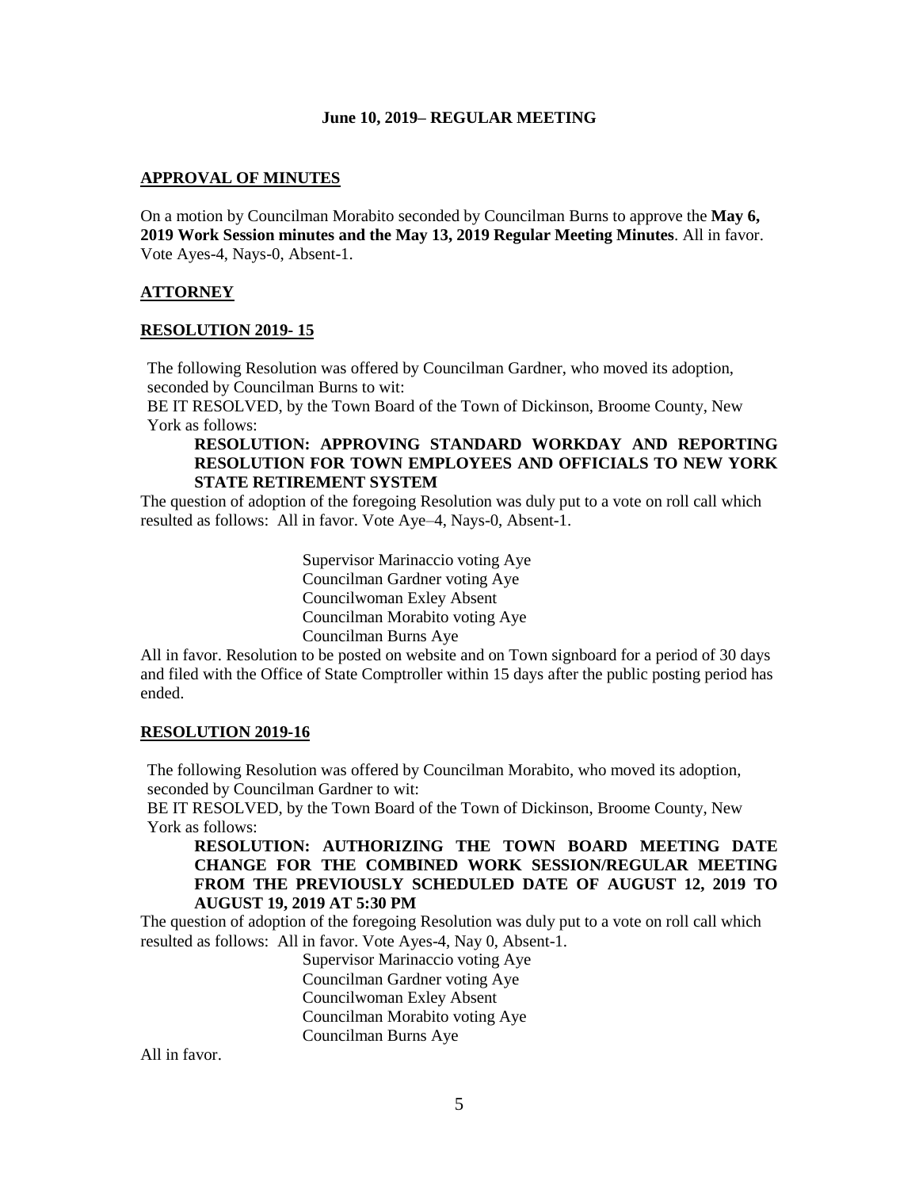**June 10, 2019– REGULAR MEETING**

**APPROVAL OF MINUTES**

On a motion by Councilman Morabito seconded by Councilman Burns to approve the **May 6, 2019 Work Session minutes and the May 13, 2019 Regular Meeting Minutes**. All in favor. Vote Ayes-4, Nays-0, Absent-1.

**ATTORNEY**

**RESOLUTION 2019- 15**

The following Resolution was offered by Councilman Gardner, who moved its adoption, seconded by Councilman Burns to wit:

BE IT RESOLVED, by the Town Board of the Town of Dickinson, Broome County, New York as follows:

**RESOLUTION: APPROVING STANDARD WORKDAY AND REPORTING RESOLUTION FOR TOWN EMPLOYEES AND OFFICIALS TO NEW YORK STATE RETIREMENT SYSTEM**

The question of adoption of the foregoing Resolution was duly put to a vote on roll call which resulted as follows: All in favor. Vote Aye–4, Nays-0, Absent-1.

Supervisor Marinaccio voting Aye
Councilman Gardner voting Aye
Councilwoman Exley Absent
Councilman Morabito voting Aye
Councilman Burns Aye

All in favor. Resolution to be posted on website and on Town signboard for a period of 30 days and filed with the Office of State Comptroller within 15 days after the public posting period has ended.

**RESOLUTION 2019-16**

The following Resolution was offered by Councilman Morabito, who moved its adoption, seconded by Councilman Gardner to wit:

BE IT RESOLVED, by the Town Board of the Town of Dickinson, Broome County, New York as follows:

**RESOLUTION: AUTHORIZING THE TOWN BOARD MEETING DATE CHANGE FOR THE COMBINED WORK SESSION/REGULAR MEETING FROM THE PREVIOUSLY SCHEDULED DATE OF AUGUST 12, 2019 TO AUGUST 19, 2019 AT 5:30 PM**

The question of adoption of the foregoing Resolution was duly put to a vote on roll call which resulted as follows: All in favor. Vote Ayes-4, Nay 0, Absent-1.

Supervisor Marinaccio voting Aye
Councilman Gardner voting Aye
Councilwoman Exley Absent
Councilman Morabito voting Aye
Councilman Burns Aye

All in favor.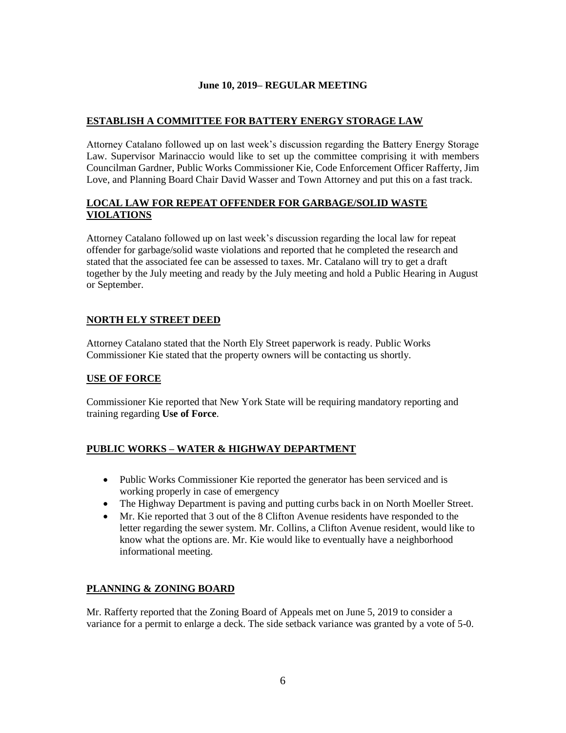**June 10, 2019– REGULAR MEETING**

**ESTABLISH A COMMITTEE FOR BATTERY ENERGY STORAGE LAW**

Attorney Catalano followed up on last week's discussion regarding the Battery Energy Storage Law. Supervisor Marinaccio would like to set up the committee comprising it with members Councilman Gardner, Public Works Commissioner Kie, Code Enforcement Officer Rafferty, Jim Love, and Planning Board Chair David Wasser and Town Attorney and put this on a fast track.

**LOCAL LAW FOR REPEAT OFFENDER FOR GARBAGE/SOLID WASTE VIOLATIONS**

Attorney Catalano followed up on last week's discussion regarding the local law for repeat offender for garbage/solid waste violations and reported that he completed the research and stated that the associated fee can be assessed to taxes. Mr. Catalano will try to get a draft together by the July meeting and ready by the July meeting and hold a Public Hearing in August or September.

**NORTH ELY STREET DEED**

Attorney Catalano stated that the North Ely Street paperwork is ready. Public Works Commissioner Kie stated that the property owners will be contacting us shortly.

**USE OF FORCE**

Commissioner Kie reported that New York State will be requiring mandatory reporting and training regarding **Use of Force**.

**PUBLIC WORKS – WATER & HIGHWAY DEPARTMENT**

- Public Works Commissioner Kie reported the generator has been serviced and is working properly in case of emergency
- The Highway Department is paving and putting curbs back in on North Moeller Street.
- Mr. Kie reported that 3 out of the 8 Clifton Avenue residents have responded to the letter regarding the sewer system. Mr. Collins, a Clifton Avenue resident, would like to know what the options are. Mr. Kie would like to eventually have a neighborhood informational meeting.

**PLANNING & ZONING BOARD**

Mr. Rafferty reported that the Zoning Board of Appeals met on June 5, 2019 to consider a variance for a permit to enlarge a deck. The side setback variance was granted by a vote of 5-0.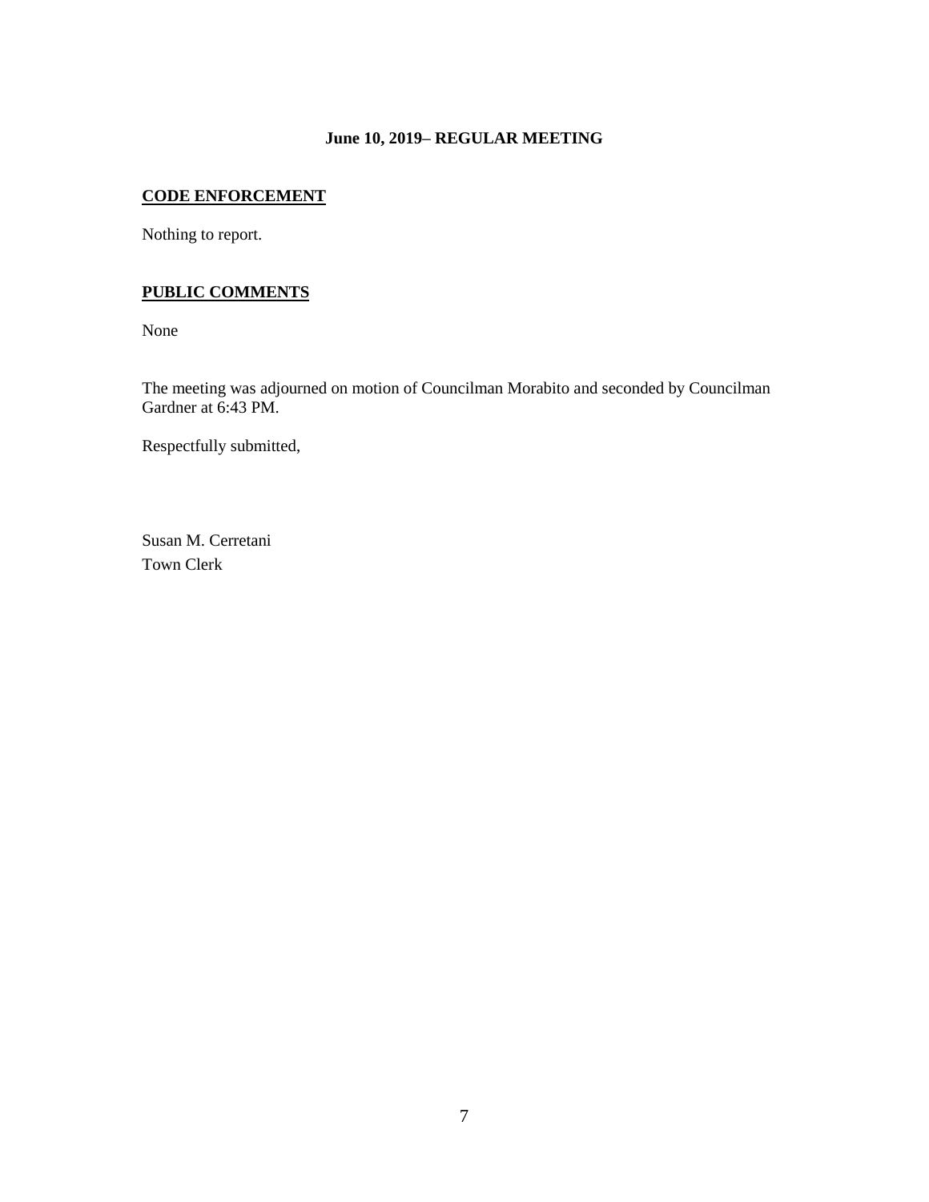**June 10, 2019– REGULAR MEETING**

**CODE ENFORCEMENT**

Nothing to report.

**PUBLIC COMMENTS**

None

The meeting was adjourned on motion of Councilman Morabito and seconded by Councilman Gardner at 6:43 PM.

Respectfully submitted,

Susan M. Cerretani
Town Clerk